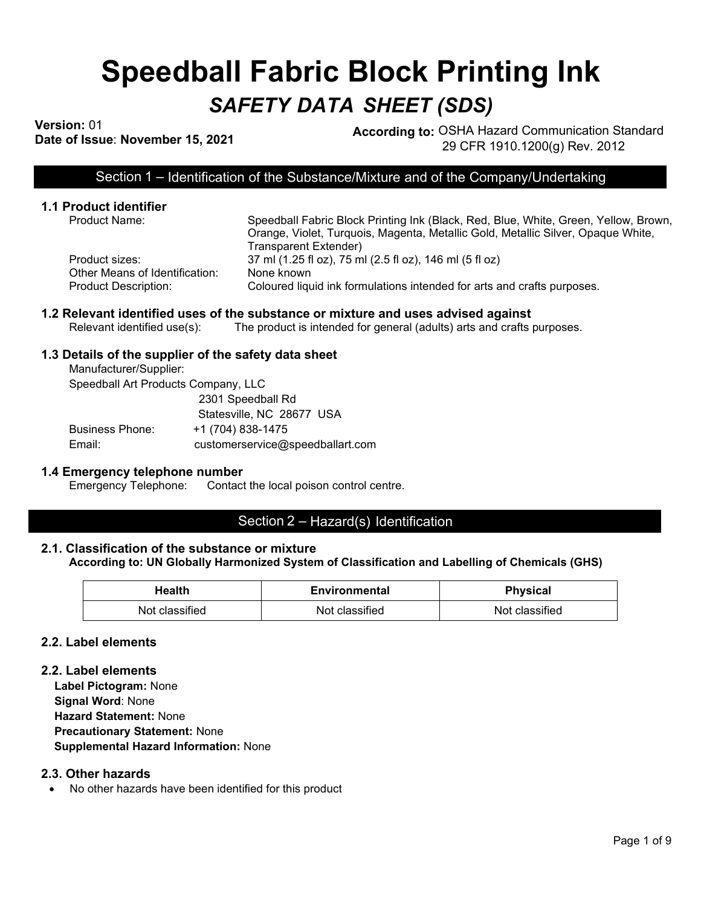# Speedball Fabric Block Printing Ink

## *SAFETY DATA SHEET (SDS)*

**Version:** 01
**Date of Issue**: **November 15, 2021**

**According to:** OSHA Hazard Communication Standard 29 CFR 1910.1200(g) Rev. 2012

## Section 1 – Identification of the Substance/Mixture and of the Company/Undertaking

### 1.1 Product identifier

Product Name: Speedball Fabric Block Printing Ink (Black, Red, Blue, White, Green, Yellow, Brown, Orange, Violet, Turquois, Magenta, Metallic Gold, Metallic Silver, Opaque White, Transparent Extender)

Product sizes: 37 ml (1.25 fl oz), 75 ml (2.5 fl oz), 146 ml (5 fl oz)

Other Means of Identification: None known

Product Description: Coloured liquid ink formulations intended for arts and crafts purposes.

### 1.2 Relevant identified uses of the substance or mixture and uses advised against

Relevant identified use(s): The product is intended for general (adults) arts and crafts purposes.

### 1.3 Details of the supplier of the safety data sheet

Manufacturer/Supplier:

Speedball Art Products Company, LLC
2301 Speedball Rd
Statesville, NC 28677 USA

Business Phone: +1 (704) 838-1475

Email: customerservice@speedballart.com

### 1.4 Emergency telephone number

Emergency Telephone: Contact the local poison control centre.

## Section 2 – Hazard(s) Identification

### 2.1. Classification of the substance or mixture

**According to: UN Globally Harmonized System of Classification and Labelling of Chemicals (GHS)**

| Health | Environmental | Physical |
|---|---|---|
| Not classified | Not classified | Not classified |

### 2.2. Label elements

### 2.2. Label elements

**Label Pictogram:** None
**Signal Word**: None
**Hazard Statement:** None
**Precautionary Statement:** None
**Supplemental Hazard Information:** None

### 2.3. Other hazards

- No other hazards have been identified for this product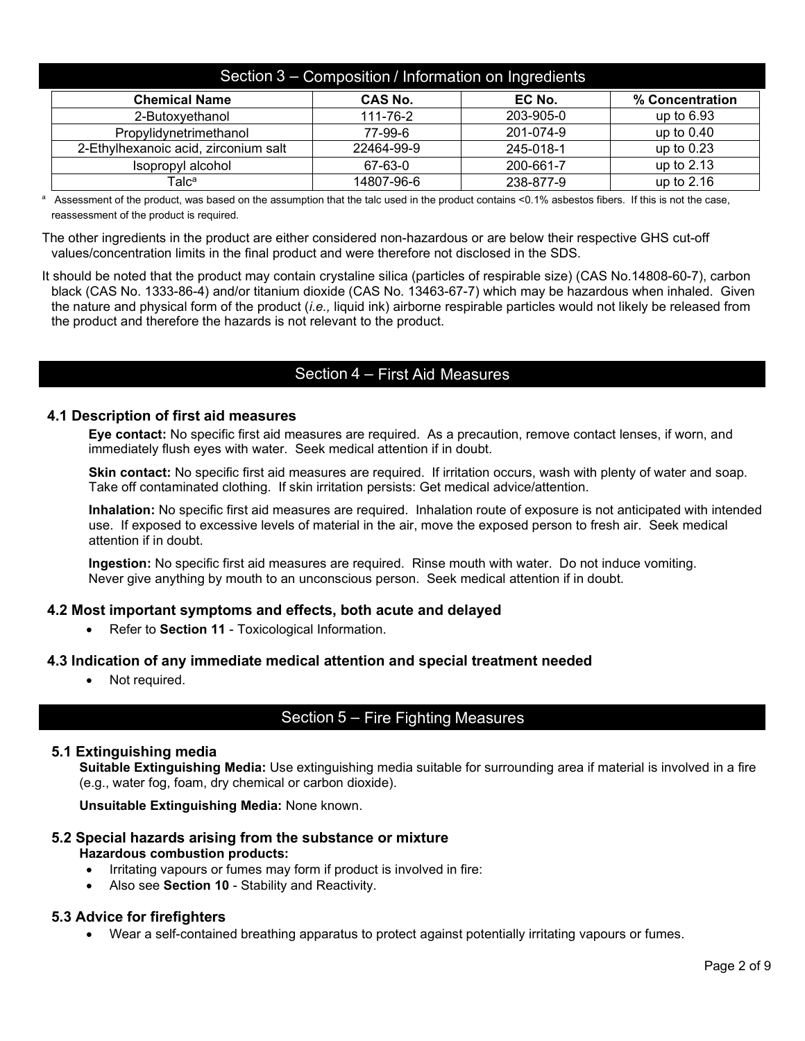## Section 3 – Composition / Information on Ingredients

| Chemical Name | CAS No. | EC No. | % Concentration |
|---|---|---|---|
| 2-Butoxyethanol | 111-76-2 | 203-905-0 | up to 6.93 |
| Propylidynetrimethanol | 77-99-6 | 201-074-9 | up to 0.40 |
| 2-Ethylhexanoic acid, zirconium salt | 22464-99-9 | 245-018-1 | up to 0.23 |
| Isopropyl alcohol | 67-63-0 | 200-661-7 | up to 2.13 |
| Talc[a] | 14807-96-6 | 238-877-9 | up to 2.16 |

[a] Assessment of the product, was based on the assumption that the talc used in the product contains <0.1% asbestos fibers. If this is not the case, reassessment of the product is required.

The other ingredients in the product are either considered non-hazardous or are below their respective GHS cut-off values/concentration limits in the final product and were therefore not disclosed in the SDS.

It should be noted that the product may contain crystaline silica (particles of respirable size) (CAS No.14808-60-7), carbon black (CAS No. 1333-86-4) and/or titanium dioxide (CAS No. 13463-67-7) which may be hazardous when inhaled. Given the nature and physical form of the product (*i.e.,* liquid ink) airborne respirable particles would not likely be released from the product and therefore the hazards is not relevant to the product.

## Section 4 – First Aid Measures

### 4.1 Description of first aid measures

**Eye contact:** No specific first aid measures are required. As a precaution, remove contact lenses, if worn, and immediately flush eyes with water. Seek medical attention if in doubt.

**Skin contact:** No specific first aid measures are required. If irritation occurs, wash with plenty of water and soap. Take off contaminated clothing. If skin irritation persists: Get medical advice/attention.

**Inhalation:** No specific first aid measures are required. Inhalation route of exposure is not anticipated with intended use. If exposed to excessive levels of material in the air, move the exposed person to fresh air. Seek medical attention if in doubt.

**Ingestion:** No specific first aid measures are required. Rinse mouth with water. Do not induce vomiting. Never give anything by mouth to an unconscious person. Seek medical attention if in doubt.

### 4.2 Most important symptoms and effects, both acute and delayed

- Refer to **Section 11** - Toxicological Information.

### 4.3 Indication of any immediate medical attention and special treatment needed

- Not required.

## Section 5 – Fire Fighting Measures

### 5.1 Extinguishing media

**Suitable Extinguishing Media:** Use extinguishing media suitable for surrounding area if material is involved in a fire (e.g., water fog, foam, dry chemical or carbon dioxide).

**Unsuitable Extinguishing Media:** None known.

### 5.2 Special hazards arising from the substance or mixture

**Hazardous combustion products:**

- Irritating vapours or fumes may form if product is involved in fire:
- Also see **Section 10** - Stability and Reactivity.

### 5.3 Advice for firefighters

- Wear a self-contained breathing apparatus to protect against potentially irritating vapours or fumes.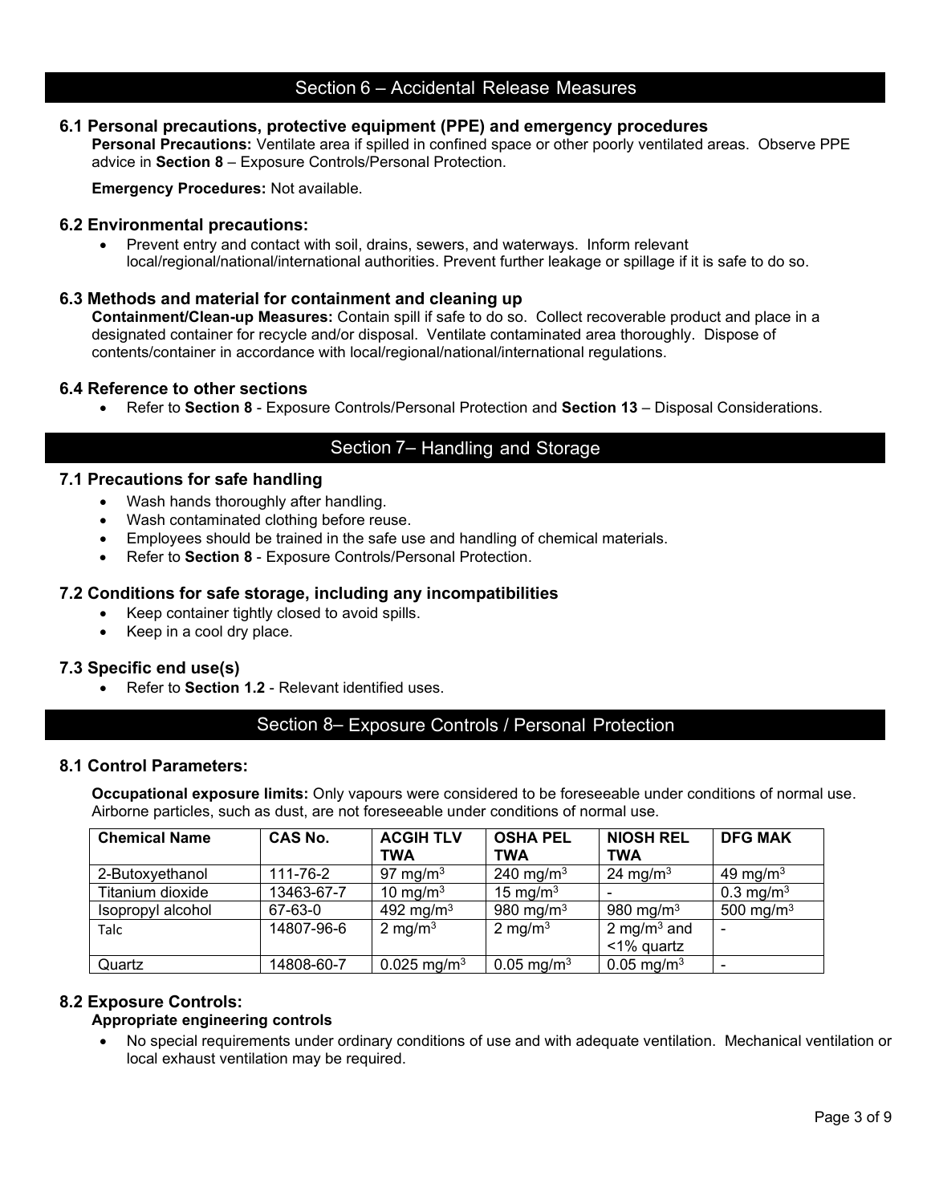## Section 6 – Accidental Release Measures

### 6.1 Personal precautions, protective equipment (PPE) and emergency procedures

**Personal Precautions:** Ventilate area if spilled in confined space or other poorly ventilated areas. Observe PPE advice in **Section 8** – Exposure Controls/Personal Protection.

**Emergency Procedures:** Not available.

### 6.2 Environmental precautions:

- Prevent entry and contact with soil, drains, sewers, and waterways. Inform relevant local/regional/national/international authorities. Prevent further leakage or spillage if it is safe to do so.

### 6.3 Methods and material for containment and cleaning up

**Containment/Clean-up Measures:** Contain spill if safe to do so. Collect recoverable product and place in a designated container for recycle and/or disposal. Ventilate contaminated area thoroughly. Dispose of contents/container in accordance with local/regional/national/international regulations.

### 6.4 Reference to other sections

- Refer to **Section 8** - Exposure Controls/Personal Protection and **Section 13** – Disposal Considerations.

## Section 7– Handling and Storage

### 7.1 Precautions for safe handling

- Wash hands thoroughly after handling.
- Wash contaminated clothing before reuse.
- Employees should be trained in the safe use and handling of chemical materials.
- Refer to **Section 8** - Exposure Controls/Personal Protection.

### 7.2 Conditions for safe storage, including any incompatibilities

- Keep container tightly closed to avoid spills.
- Keep in a cool dry place.

### 7.3 Specific end use(s)

- Refer to **Section 1.2** - Relevant identified uses.

## Section 8– Exposure Controls / Personal Protection

### 8.1 Control Parameters:

**Occupational exposure limits:** Only vapours were considered to be foreseeable under conditions of normal use. Airborne particles, such as dust, are not foreseeable under conditions of normal use.

| Chemical Name | CAS No. | ACGIH TLV TWA | OSHA PEL TWA | NIOSH REL TWA | DFG MAK |
|---|---|---|---|---|---|
| 2-Butoxyethanol | 111-76-2 | 97 mg/m$^3$ | 240 mg/m$^3$ | 24 mg/m$^3$ | 49 mg/m$^3$ |
| Titanium dioxide | 13463-67-7 | 10 mg/m$^3$ | 15 mg/m$^3$ | - | 0.3 mg/m$^3$ |
| Isopropyl alcohol | 67-63-0 | 492 mg/m$^3$ | 980 mg/m$^3$ | 980 mg/m$^3$ | 500 mg/m$^3$ |
| Talc | 14807-96-6 | 2 mg/m$^3$ | 2 mg/m$^3$ | 2 mg/m$^3$ and <1% quartz | - |
| Quartz | 14808-60-7 | 0.025 mg/m$^3$ | 0.05 mg/m$^3$ | 0.05 mg/m$^3$ | - |

### 8.2 Exposure Controls:

**Appropriate engineering controls**

- No special requirements under ordinary conditions of use and with adequate ventilation. Mechanical ventilation or local exhaust ventilation may be required.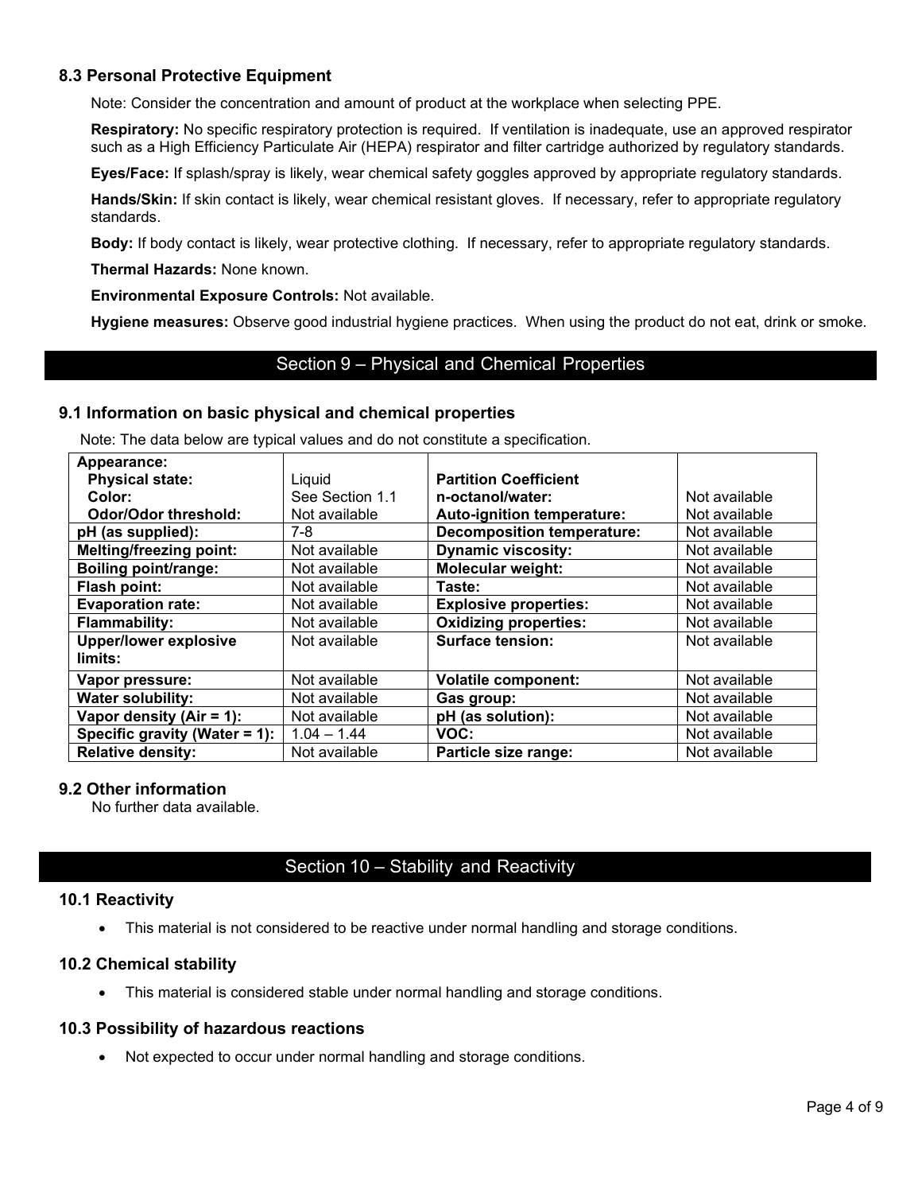### 8.3 Personal Protective Equipment

Note: Consider the concentration and amount of product at the workplace when selecting PPE.

**Respiratory:** No specific respiratory protection is required. If ventilation is inadequate, use an approved respirator such as a High Efficiency Particulate Air (HEPA) respirator and filter cartridge authorized by regulatory standards.

**Eyes/Face:** If splash/spray is likely, wear chemical safety goggles approved by appropriate regulatory standards.

**Hands/Skin:** If skin contact is likely, wear chemical resistant gloves. If necessary, refer to appropriate regulatory standards.

**Body:** If body contact is likely, wear protective clothing. If necessary, refer to appropriate regulatory standards.

**Thermal Hazards:** None known.

**Environmental Exposure Controls:** Not available.

**Hygiene measures:** Observe good industrial hygiene practices. When using the product do not eat, drink or smoke.

## Section 9 – Physical and Chemical Properties

### 9.1 Information on basic physical and chemical properties

Note: The data below are typical values and do not constitute a specification.

| **Appearance:** | | | |
|---|---|---|---|
| **Physical state:** | Liquid | **Partition Coefficient** | |
| **Color:** | See Section 1.1 | **n-octanol/water:** | Not available |
| **Odor/Odor threshold:** | Not available | **Auto-ignition temperature:** | Not available |
| **pH (as supplied):** | 7-8 | **Decomposition temperature:** | Not available |
| **Melting/freezing point:** | Not available | **Dynamic viscosity:** | Not available |
| **Boiling point/range:** | Not available | **Molecular weight:** | Not available |
| **Flash point:** | Not available | **Taste:** | Not available |
| **Evaporation rate:** | Not available | **Explosive properties:** | Not available |
| **Flammability:** | Not available | **Oxidizing properties:** | Not available |
| **Upper/lower explosive limits:** | Not available | **Surface tension:** | Not available |
| **Vapor pressure:** | Not available | **Volatile component:** | Not available |
| **Water solubility:** | Not available | **Gas group:** | Not available |
| **Vapor density (Air = 1):** | Not available | **pH (as solution):** | Not available |
| **Specific gravity (Water = 1):** | 1.04 – 1.44 | **VOC:** | Not available |
| **Relative density:** | Not available | **Particle size range:** | Not available |

### 9.2 Other information

No further data available.

## Section 10 – Stability and Reactivity

### 10.1 Reactivity

- This material is not considered to be reactive under normal handling and storage conditions.

### 10.2 Chemical stability

- This material is considered stable under normal handling and storage conditions.

### 10.3 Possibility of hazardous reactions

- Not expected to occur under normal handling and storage conditions.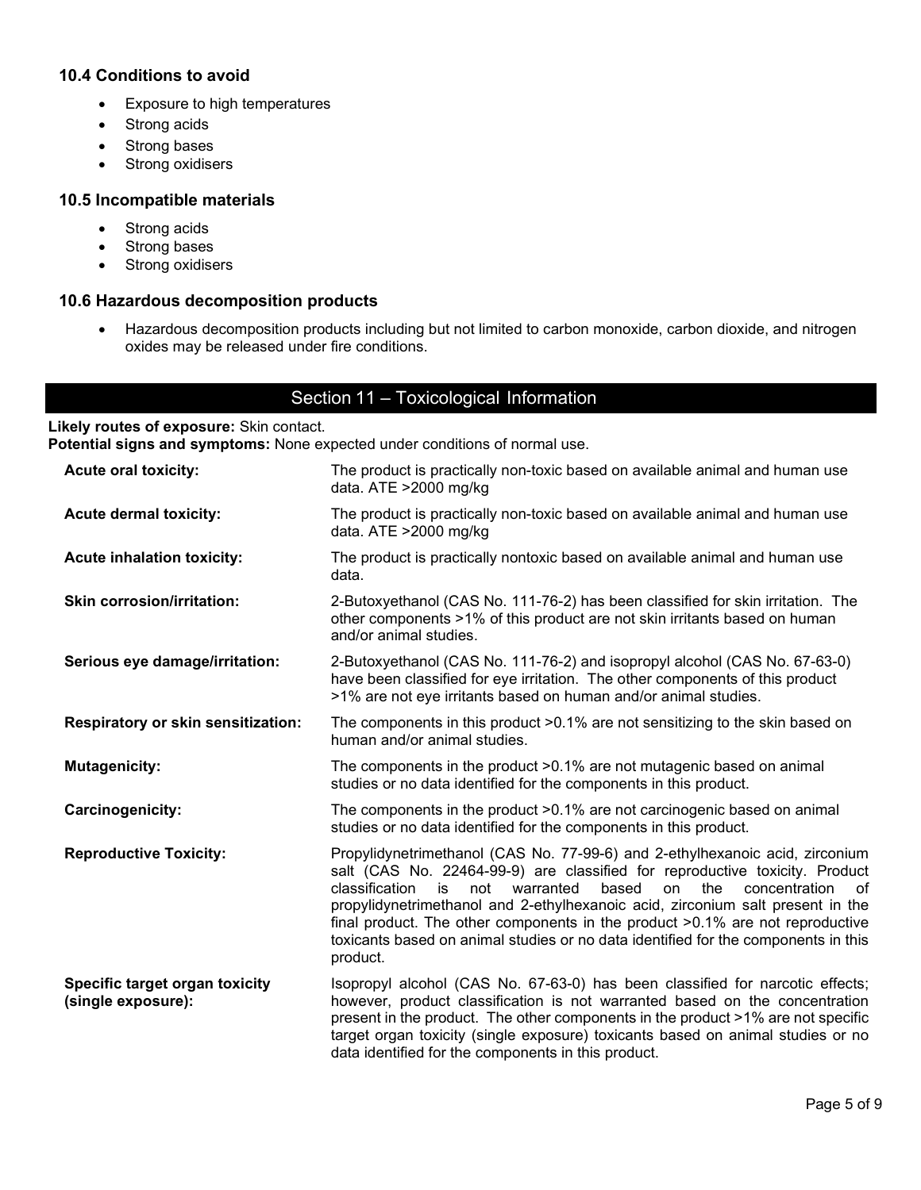### 10.4 Conditions to avoid

- Exposure to high temperatures
- Strong acids
- Strong bases
- Strong oxidisers

### 10.5 Incompatible materials

- Strong acids
- Strong bases
- Strong oxidisers

### 10.6 Hazardous decomposition products

- Hazardous decomposition products including but not limited to carbon monoxide, carbon dioxide, and nitrogen oxides may be released under fire conditions.

## Section 11 – Toxicological Information

**Likely routes of exposure:** Skin contact.
**Potential signs and symptoms:** None expected under conditions of normal use.

| | |
|---|---|
| **Acute oral toxicity:** | The product is practically non-toxic based on available animal and human use data. ATE >2000 mg/kg |
| **Acute dermal toxicity:** | The product is practically non-toxic based on available animal and human use data. ATE >2000 mg/kg |
| **Acute inhalation toxicity:** | The product is practically nontoxic based on available animal and human use data. |
| **Skin corrosion/irritation:** | 2-Butoxyethanol (CAS No. 111-76-2) has been classified for skin irritation. The other components >1% of this product are not skin irritants based on human and/or animal studies. |
| **Serious eye damage/irritation:** | 2-Butoxyethanol (CAS No. 111-76-2) and isopropyl alcohol (CAS No. 67-63-0) have been classified for eye irritation. The other components of this product >1% are not eye irritants based on human and/or animal studies. |
| **Respiratory or skin sensitization:** | The components in this product >0.1% are not sensitizing to the skin based on human and/or animal studies. |
| **Mutagenicity:** | The components in the product >0.1% are not mutagenic based on animal studies or no data identified for the components in this product. |
| **Carcinogenicity:** | The components in the product >0.1% are not carcinogenic based on animal studies or no data identified for the components in this product. |
| **Reproductive Toxicity:** | Propylidynetrimethanol (CAS No. 77-99-6) and 2-ethylhexanoic acid, zirconium salt (CAS No. 22464-99-9) are classified for reproductive toxicity. Product classification is not warranted based on the concentration of propylidynetrimethanol and 2-ethylhexanoic acid, zirconium salt present in the final product. The other components in the product >0.1% are not reproductive toxicants based on animal studies or no data identified for the components in this product. |
| **Specific target organ toxicity (single exposure):** | Isopropyl alcohol (CAS No. 67-63-0) has been classified for narcotic effects; however, product classification is not warranted based on the concentration present in the product. The other components in the product >1% are not specific target organ toxicity (single exposure) toxicants based on animal studies or no data identified for the components in this product. |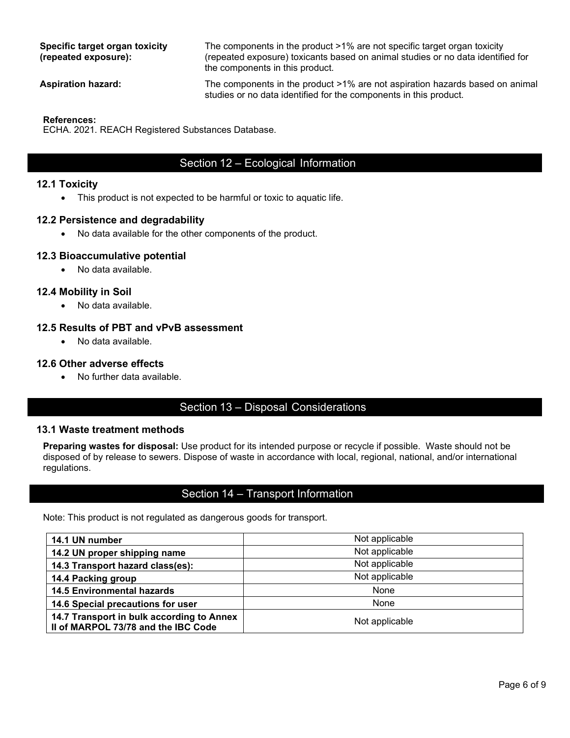**Specific target organ toxicity (repeated exposure):** The components in the product >1% are not specific target organ toxicity (repeated exposure) toxicants based on animal studies or no data identified for the components in this product.

**Aspiration hazard:** The components in the product >1% are not aspiration hazards based on animal studies or no data identified for the components in this product.

**References:**
ECHA. 2021. REACH Registered Substances Database.

## Section 12 – Ecological Information

### 12.1 Toxicity

- This product is not expected to be harmful or toxic to aquatic life.

### 12.2 Persistence and degradability

- No data available for the other components of the product.

### 12.3 Bioaccumulative potential

- No data available.

### 12.4 Mobility in Soil

- No data available.

### 12.5 Results of PBT and vPvB assessment

- No data available.

### 12.6 Other adverse effects

- No further data available.

## Section 13 – Disposal Considerations

### 13.1 Waste treatment methods

**Preparing wastes for disposal:** Use product for its intended purpose or recycle if possible. Waste should not be disposed of by release to sewers. Dispose of waste in accordance with local, regional, national, and/or international regulations.

## Section 14 – Transport Information

Note: This product is not regulated as dangerous goods for transport.

| | |
|---|---|
| **14.1 UN number** | Not applicable |
| **14.2 UN proper shipping name** | Not applicable |
| **14.3 Transport hazard class(es):** | Not applicable |
| **14.4 Packing group** | Not applicable |
| **14.5 Environmental hazards** | None |
| **14.6 Special precautions for user** | None |
| **14.7 Transport in bulk according to Annex II of MARPOL 73/78 and the IBC Code** | Not applicable |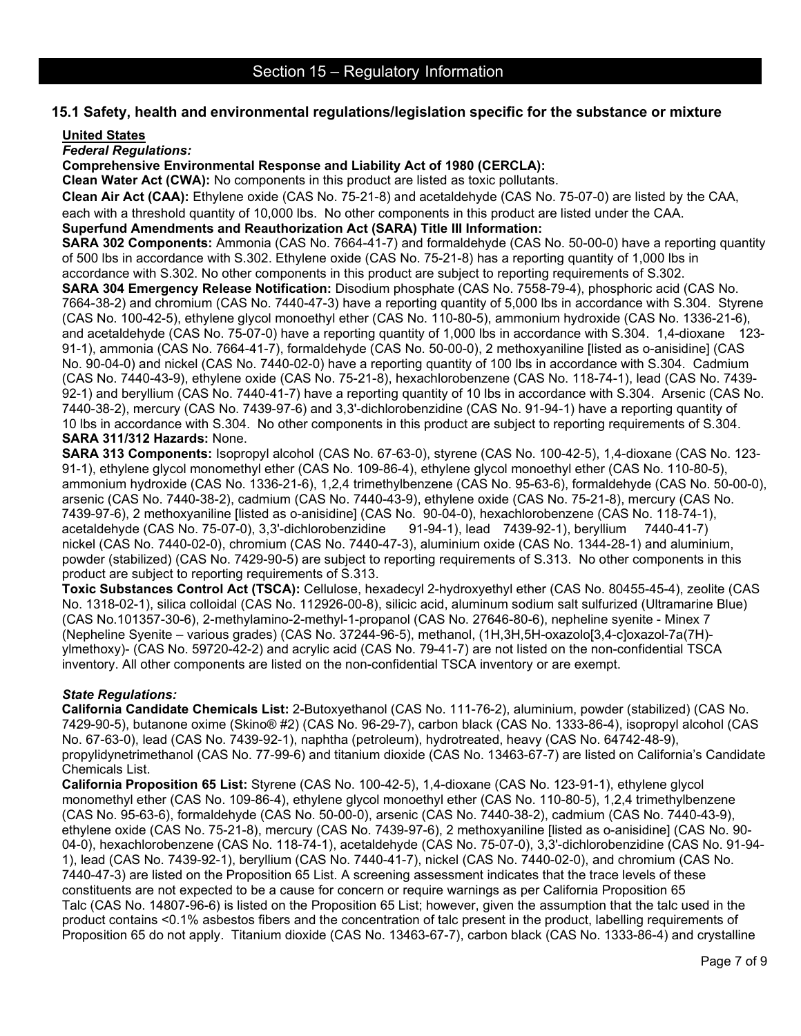## Section 15 – Regulatory Information

### 15.1 Safety, health and environmental regulations/legislation specific for the substance or mixture

**United States**

***Federal Regulations:***

**Comprehensive Environmental Response and Liability Act of 1980 (CERCLA):**

**Clean Water Act (CWA):** No components in this product are listed as toxic pollutants.

**Clean Air Act (CAA):** Ethylene oxide (CAS No. 75-21-8) and acetaldehyde (CAS No. 75-07-0) are listed by the CAA, each with a threshold quantity of 10,000 lbs. No other components in this product are listed under the CAA.

**Superfund Amendments and Reauthorization Act (SARA) Title III Information:**

**SARA 302 Components:** Ammonia (CAS No. 7664-41-7) and formaldehyde (CAS No. 50-00-0) have a reporting quantity of 500 lbs in accordance with S.302. Ethylene oxide (CAS No. 75-21-8) has a reporting quantity of 1,000 lbs in accordance with S.302. No other components in this product are subject to reporting requirements of S.302.

**SARA 304 Emergency Release Notification:** Disodium phosphate (CAS No. 7558-79-4), phosphoric acid (CAS No. 7664-38-2) and chromium (CAS No. 7440-47-3) have a reporting quantity of 5,000 lbs in accordance with S.304. Styrene (CAS No. 100-42-5), ethylene glycol monoethyl ether (CAS No. 110-80-5), ammonium hydroxide (CAS No. 1336-21-6), and acetaldehyde (CAS No. 75-07-0) have a reporting quantity of 1,000 lbs in accordance with S.304. 1,4-dioxane 123-91-1), ammonia (CAS No. 7664-41-7), formaldehyde (CAS No. 50-00-0), 2 methoxyaniline [listed as o-anisidine] (CAS No. 90-04-0) and nickel (CAS No. 7440-02-0) have a reporting quantity of 100 lbs in accordance with S.304. Cadmium (CAS No. 7440-43-9), ethylene oxide (CAS No. 75-21-8), hexachlorobenzene (CAS No. 118-74-1), lead (CAS No. 7439-92-1) and beryllium (CAS No. 7440-41-7) have a reporting quantity of 10 lbs in accordance with S.304. Arsenic (CAS No. 7440-38-2), mercury (CAS No. 7439-97-6) and 3,3'-dichlorobenzidine (CAS No. 91-94-1) have a reporting quantity of 10 lbs in accordance with S.304. No other components in this product are subject to reporting requirements of S.304.

**SARA 311/312 Hazards:** None.

**SARA 313 Components:** Isopropyl alcohol (CAS No. 67-63-0), styrene (CAS No. 100-42-5), 1,4-dioxane (CAS No. 123-91-1), ethylene glycol monomethyl ether (CAS No. 109-86-4), ethylene glycol monoethyl ether (CAS No. 110-80-5), ammonium hydroxide (CAS No. 1336-21-6), 1,2,4 trimethylbenzene (CAS No. 95-63-6), formaldehyde (CAS No. 50-00-0), arsenic (CAS No. 7440-38-2), cadmium (CAS No. 7440-43-9), ethylene oxide (CAS No. 75-21-8), mercury (CAS No. 7439-97-6), 2 methoxyaniline [listed as o-anisidine] (CAS No. 90-04-0), hexachlorobenzene (CAS No. 118-74-1), acetaldehyde (CAS No. 75-07-0), 3,3'-dichlorobenzidine 91-94-1), lead 7439-92-1), beryllium 7440-41-7) nickel (CAS No. 7440-02-0), chromium (CAS No. 7440-47-3), aluminium oxide (CAS No. 1344-28-1) and aluminium, powder (stabilized) (CAS No. 7429-90-5) are subject to reporting requirements of S.313. No other components in this product are subject to reporting requirements of S.313.

**Toxic Substances Control Act (TSCA):** Cellulose, hexadecyl 2-hydroxyethyl ether (CAS No. 80455-45-4), zeolite (CAS No. 1318-02-1), silica colloidal (CAS No. 112926-00-8), silicic acid, aluminum sodium salt sulfurized (Ultramarine Blue) (CAS No.101357-30-6), 2-methylamino-2-methyl-1-propanol (CAS No. 27646-80-6), nepheline syenite - Minex 7 (Nepheline Syenite – various grades) (CAS No. 37244-96-5), methanol, (1H,3H,5H-oxazolo[3,4-c]oxazol-7a(7H)-ylmethoxy)- (CAS No. 59720-42-2) and acrylic acid (CAS No. 79-41-7) are not listed on the non-confidential TSCA inventory. All other components are listed on the non-confidential TSCA inventory or are exempt.

***State Regulations:***

**California Candidate Chemicals List:** 2-Butoxyethanol (CAS No. 111-76-2), aluminium, powder (stabilized) (CAS No. 7429-90-5), butanone oxime (Skino® #2) (CAS No. 96-29-7), carbon black (CAS No. 1333-86-4), isopropyl alcohol (CAS No. 67-63-0), lead (CAS No. 7439-92-1), naphtha (petroleum), hydrotreated, heavy (CAS No. 64742-48-9), propylidynetrimethanol (CAS No. 77-99-6) and titanium dioxide (CAS No. 13463-67-7) are listed on California's Candidate Chemicals List.

**California Proposition 65 List:** Styrene (CAS No. 100-42-5), 1,4-dioxane (CAS No. 123-91-1), ethylene glycol monomethyl ether (CAS No. 109-86-4), ethylene glycol monoethyl ether (CAS No. 110-80-5), 1,2,4 trimethylbenzene (CAS No. 95-63-6), formaldehyde (CAS No. 50-00-0), arsenic (CAS No. 7440-38-2), cadmium (CAS No. 7440-43-9), ethylene oxide (CAS No. 75-21-8), mercury (CAS No. 7439-97-6), 2 methoxyaniline [listed as o-anisidine] (CAS No. 90-04-0), hexachlorobenzene (CAS No. 118-74-1), acetaldehyde (CAS No. 75-07-0), 3,3'-dichlorobenzidine (CAS No. 91-94-1), lead (CAS No. 7439-92-1), beryllium (CAS No. 7440-41-7), nickel (CAS No. 7440-02-0), and chromium (CAS No. 7440-47-3) are listed on the Proposition 65 List. A screening assessment indicates that the trace levels of these constituents are not expected to be a cause for concern or require warnings as per California Proposition 65
Talc (CAS No. 14807-96-6) is listed on the Proposition 65 List; however, given the assumption that the talc used in the product contains <0.1% asbestos fibers and the concentration of talc present in the product, labelling requirements of Proposition 65 do not apply. Titanium dioxide (CAS No. 13463-67-7), carbon black (CAS No. 1333-86-4) and crystalline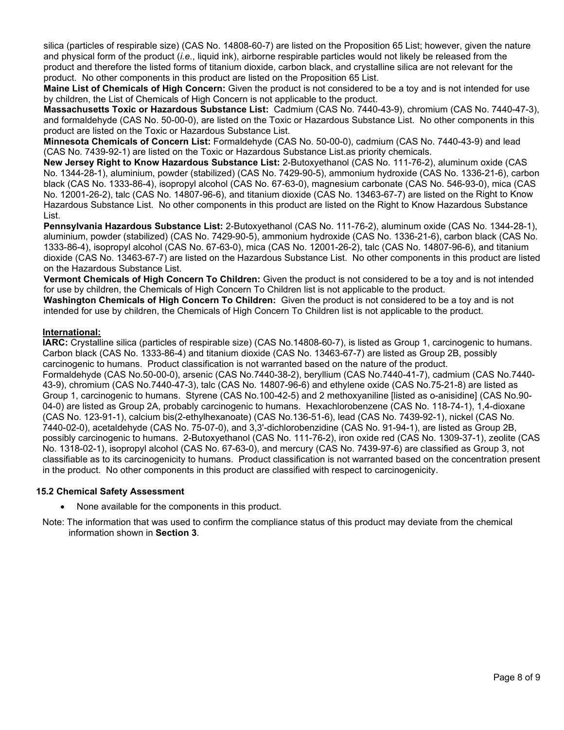silica (particles of respirable size) (CAS No. 14808-60-7) are listed on the Proposition 65 List; however, given the nature and physical form of the product (*i.e.*, liquid ink), airborne respirable particles would not likely be released from the product and therefore the listed forms of titanium dioxide, carbon black, and crystalline silica are not relevant for the product. No other components in this product are listed on the Proposition 65 List.

**Maine List of Chemicals of High Concern:** Given the product is not considered to be a toy and is not intended for use by children, the List of Chemicals of High Concern is not applicable to the product.

**Massachusetts Toxic or Hazardous Substance List:** Cadmium (CAS No. 7440-43-9), chromium (CAS No. 7440-47-3), and formaldehyde (CAS No. 50-00-0), are listed on the Toxic or Hazardous Substance List. No other components in this product are listed on the Toxic or Hazardous Substance List.

**Minnesota Chemicals of Concern List:** Formaldehyde (CAS No. 50-00-0), cadmium (CAS No. 7440-43-9) and lead (CAS No. 7439-92-1) are listed on the Toxic or Hazardous Substance List.as priority chemicals.

**New Jersey Right to Know Hazardous Substance List:** 2-Butoxyethanol (CAS No. 111-76-2), aluminum oxide (CAS No. 1344-28-1), aluminium, powder (stabilized) (CAS No. 7429-90-5), ammonium hydroxide (CAS No. 1336-21-6), carbon black (CAS No. 1333-86-4), isopropyl alcohol (CAS No. 67-63-0), magnesium carbonate (CAS No. 546-93-0), mica (CAS No. 12001-26-2), talc (CAS No. 14807-96-6), and titanium dioxide (CAS No. 13463-67-7) are listed on the Right to Know Hazardous Substance List. No other components in this product are listed on the Right to Know Hazardous Substance List.

**Pennsylvania Hazardous Substance List:** 2-Butoxyethanol (CAS No. 111-76-2), aluminum oxide (CAS No. 1344-28-1), aluminium, powder (stabilized) (CAS No. 7429-90-5), ammonium hydroxide (CAS No. 1336-21-6), carbon black (CAS No. 1333-86-4), isopropyl alcohol (CAS No. 67-63-0), mica (CAS No. 12001-26-2), talc (CAS No. 14807-96-6), and titanium dioxide (CAS No. 13463-67-7) are listed on the Hazardous Substance List. No other components in this product are listed on the Hazardous Substance List.

**Vermont Chemicals of High Concern To Children:** Given the product is not considered to be a toy and is not intended for use by children, the Chemicals of High Concern To Children list is not applicable to the product.

**Washington Chemicals of High Concern To Children:** Given the product is not considered to be a toy and is not intended for use by children, the Chemicals of High Concern To Children list is not applicable to the product.

**International:**

**IARC:** Crystalline silica (particles of respirable size) (CAS No.14808-60-7), is listed as Group 1, carcinogenic to humans. Carbon black (CAS No. 1333-86-4) and titanium dioxide (CAS No. 13463-67-7) are listed as Group 2B, possibly carcinogenic to humans. Product classification is not warranted based on the nature of the product.
Formaldehyde (CAS No.50-00-0), arsenic (CAS No.7440-38-2), beryllium (CAS No.7440-41-7), cadmium (CAS No.7440-43-9), chromium (CAS No.7440-47-3), talc (CAS No. 14807-96-6) and ethylene oxide (CAS No.75-21-8) are listed as Group 1, carcinogenic to humans. Styrene (CAS No.100-42-5) and 2 methoxyaniline [listed as o-anisidine] (CAS No.90-04-0) are listed as Group 2A, probably carcinogenic to humans. Hexachlorobenzene (CAS No. 118-74-1), 1,4-dioxane (CAS No. 123-91-1), calcium bis(2-ethylhexanoate) (CAS No.136-51-6), lead (CAS No. 7439-92-1), nickel (CAS No. 7440-02-0), acetaldehyde (CAS No. 75-07-0), and 3,3'-dichlorobenzidine (CAS No. 91-94-1), are listed as Group 2B, possibly carcinogenic to humans. 2-Butoxyethanol (CAS No. 111-76-2), iron oxide red (CAS No. 1309-37-1), zeolite (CAS No. 1318-02-1), isopropyl alcohol (CAS No. 67-63-0), and mercury (CAS No. 7439-97-6) are classified as Group 3, not classifiable as to its carcinogenicity to humans. Product classification is not warranted based on the concentration present in the product. No other components in this product are classified with respect to carcinogenicity.

### 15.2 Chemical Safety Assessment

- None available for the components in this product.

Note: The information that was used to confirm the compliance status of this product may deviate from the chemical information shown in **Section 3**.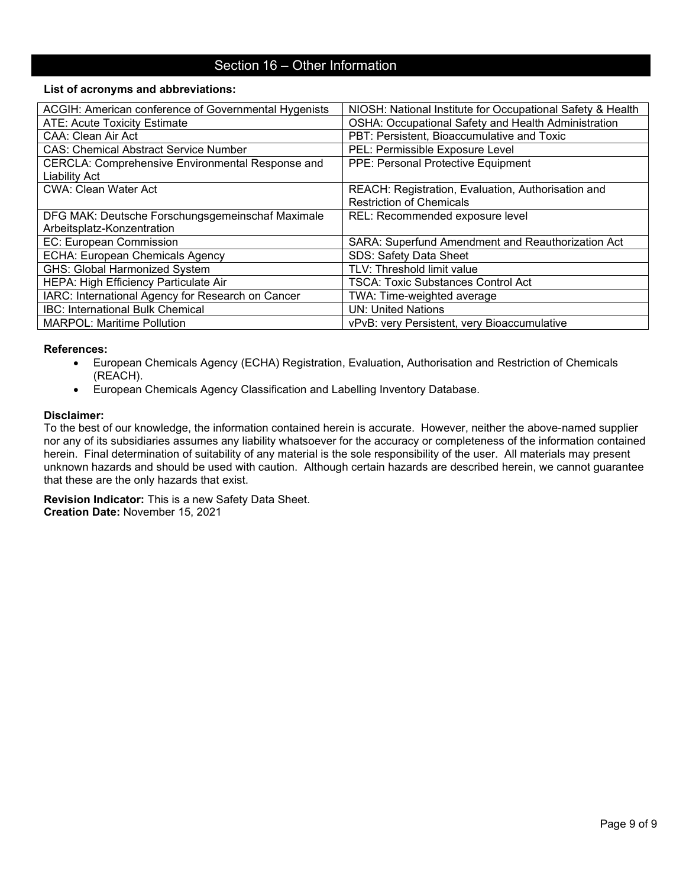## Section 16 – Other Information

**List of acronyms and abbreviations:**

| | |
|---|---|
| ACGIH: American conference of Governmental Hygenists | NIOSH: National Institute for Occupational Safety & Health |
| ATE: Acute Toxicity Estimate | OSHA: Occupational Safety and Health Administration |
| CAA: Clean Air Act | PBT: Persistent, Bioaccumulative and Toxic |
| CAS: Chemical Abstract Service Number | PEL: Permissible Exposure Level |
| CERCLA: Comprehensive Environmental Response and Liability Act | PPE: Personal Protective Equipment |
| CWA: Clean Water Act | REACH: Registration, Evaluation, Authorisation and Restriction of Chemicals |
| DFG MAK: Deutsche Forschungsgemeinschaf Maximale Arbeitsplatz-Konzentration | REL: Recommended exposure level |
| EC: European Commission | SARA: Superfund Amendment and Reauthorization Act |
| ECHA: European Chemicals Agency | SDS: Safety Data Sheet |
| GHS: Global Harmonized System | TLV: Threshold limit value |
| HEPA: High Efficiency Particulate Air | TSCA: Toxic Substances Control Act |
| IARC: International Agency for Research on Cancer | TWA: Time-weighted average |
| IBC: International Bulk Chemical | UN: United Nations |
| MARPOL: Maritime Pollution | vPvB: very Persistent, very Bioaccumulative |

**References:**

- European Chemicals Agency (ECHA) Registration, Evaluation, Authorisation and Restriction of Chemicals (REACH).
- European Chemicals Agency Classification and Labelling Inventory Database.

**Disclaimer:**
To the best of our knowledge, the information contained herein is accurate. However, neither the above-named supplier nor any of its subsidiaries assumes any liability whatsoever for the accuracy or completeness of the information contained herein. Final determination of suitability of any material is the sole responsibility of the user. All materials may present unknown hazards and should be used with caution. Although certain hazards are described herein, we cannot guarantee that these are the only hazards that exist.

**Revision Indicator:** This is a new Safety Data Sheet.
**Creation Date:** November 15, 2021